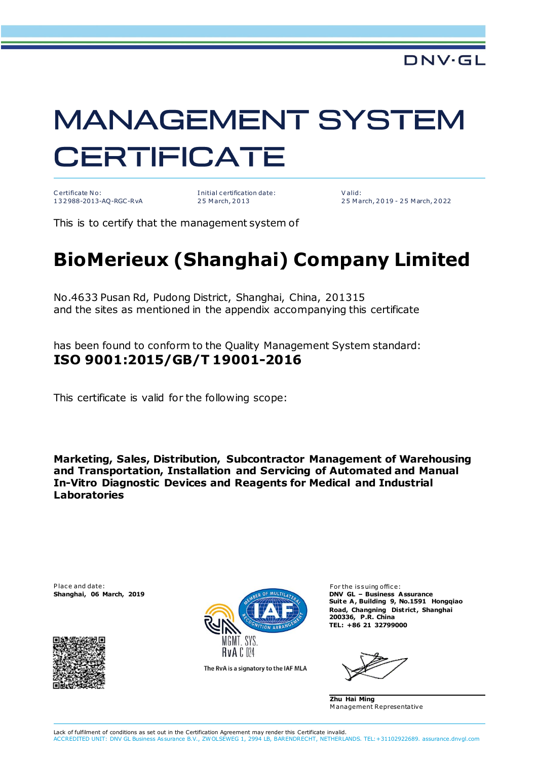DNV·GL

# MANAGEMENT SYSTEM CERTIFICATE

| Certificate No: | Initial certification date: | Valid: |
| --- | --- | --- |
| 132988-2013-AQ-RGC-RvA | 25 March, 2013 | 25 March, 2019 - 25 March, 2022 |

This is to certify that the management system of

## BioMerieux (Shanghai) Company Limited

No.4633 Pusan Rd, Pudong District, Shanghai, China, 201315
and the sites as mentioned in the appendix accompanying this certificate

has been found to conform to the Quality Management System standard:

**ISO 9001:2015/GB/T 19001-2016**

This certificate is valid for the following scope:

**Marketing, Sales, Distribution, Subcontractor Management of Warehousing and Transportation, Installation and Servicing of Automated and Manual In-Vitro Diagnostic Devices and Reagents for Medical and Industrial Laboratories**

Place and date:
**Shanghai, 06 March, 2019**

MGMT. SYS.
RvA C 024

The RvA is a signatory to the IAF MLA

For the issuing office:
**DNV GL – Business Assurance**
**Suite A, Building 9, No.1591 Hongqiao Road, Changning District, Shanghai 200336, P.R. China**
**TEL: +86 21 32799000**

**Zhu Hai Ming**
Management Representative

Lack of fulfilment of conditions as set out in the Certification Agreement may render this Certificate invalid.
ACCREDITED UNIT: DNV GL Business Assurance B.V., ZWOLSEWEG 1, 2994 LB, BARENDRECHT, NETHERLANDS. TEL:+31102922689. assurance.dnvgl.com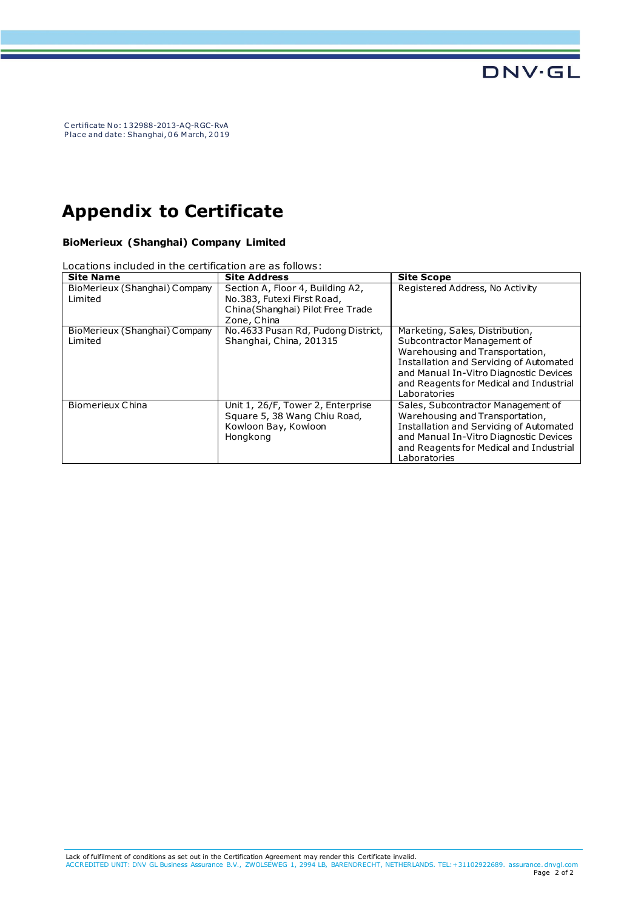Certificate No: 132988-2013-AQ-RGC-RvA
Place and date: Shanghai, 06 March, 2019

# Appendix to Certificate

**BioMerieux (Shanghai) Company Limited**

Locations included in the certification are as follows:

| Site Name | Site Address | Site Scope |
|---|---|---|
| BioMerieux (Shanghai) Company Limited | Section A, Floor 4, Building A2, No.383, Futexi First Road, China(Shanghai) Pilot Free Trade Zone, China | Registered Address, No Activity |
| BioMerieux (Shanghai) Company Limited | No.4633 Pusan Rd, Pudong District, Shanghai, China, 201315 | Marketing, Sales, Distribution, Subcontractor Management of Warehousing and Transportation, Installation and Servicing of Automated and Manual In-Vitro Diagnostic Devices and Reagents for Medical and Industrial Laboratories |
| Biomerieux China | Unit 1, 26/F, Tower 2, Enterprise Square 5, 38 Wang Chiu Road, Kowloon Bay, Kowloon Hongkong | Sales, Subcontractor Management of Warehousing and Transportation, Installation and Servicing of Automated and Manual In-Vitro Diagnostic Devices and Reagents for Medical and Industrial Laboratories |

Lack of fulfilment of conditions as set out in the Certification Agreement may render this Certificate invalid.
ACCREDITED UNIT: DNV GL Business Assurance B.V., ZWOLSEWEG 1, 2994 LB, BARENDRECHT, NETHERLANDS. TEL:+31102922689. assurance.dnvgl.com